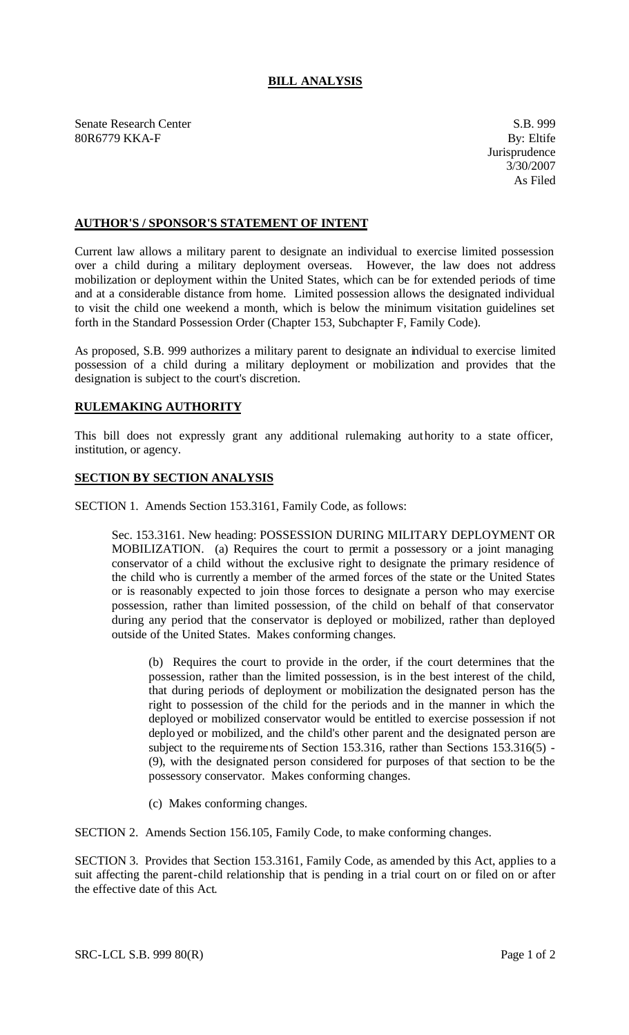# BILL ANALYSIS

Senate Research Center
80R6779 KKA-F

S.B. 999
By: Eltife
Jurisprudence
3/30/2007
As Filed

## AUTHOR'S / SPONSOR'S STATEMENT OF INTENT

Current law allows a military parent to designate an individual to exercise limited possession over a child during a military deployment overseas. However, the law does not address mobilization or deployment within the United States, which can be for extended periods of time and at a considerable distance from home. Limited possession allows the designated individual to visit the child one weekend a month, which is below the minimum visitation guidelines set forth in the Standard Possession Order (Chapter 153, Subchapter F, Family Code).

As proposed, S.B. 999 authorizes a military parent to designate an individual to exercise limited possession of a child during a military deployment or mobilization and provides that the designation is subject to the court's discretion.

## RULEMAKING AUTHORITY

This bill does not expressly grant any additional rulemaking authority to a state officer, institution, or agency.

## SECTION BY SECTION ANALYSIS

SECTION 1. Amends Section 153.3161, Family Code, as follows:

Sec. 153.3161. New heading: POSSESSION DURING MILITARY DEPLOYMENT OR MOBILIZATION. (a) Requires the court to permit a possessory or a joint managing conservator of a child without the exclusive right to designate the primary residence of the child who is currently a member of the armed forces of the state or the United States or is reasonably expected to join those forces to designate a person who may exercise possession, rather than limited possession, of the child on behalf of that conservator during any period that the conservator is deployed or mobilized, rather than deployed outside of the United States. Makes conforming changes.

(b) Requires the court to provide in the order, if the court determines that the possession, rather than the limited possession, is in the best interest of the child, that during periods of deployment or mobilization the designated person has the right to possession of the child for the periods and in the manner in which the deployed or mobilized conservator would be entitled to exercise possession if not deployed or mobilized, and the child's other parent and the designated person are subject to the requirements of Section 153.316, rather than Sections 153.316(5) - (9), with the designated person considered for purposes of that section to be the possessory conservator. Makes conforming changes.

(c) Makes conforming changes.

SECTION 2. Amends Section 156.105, Family Code, to make conforming changes.

SECTION 3. Provides that Section 153.3161, Family Code, as amended by this Act, applies to a suit affecting the parent-child relationship that is pending in a trial court on or filed on or after the effective date of this Act.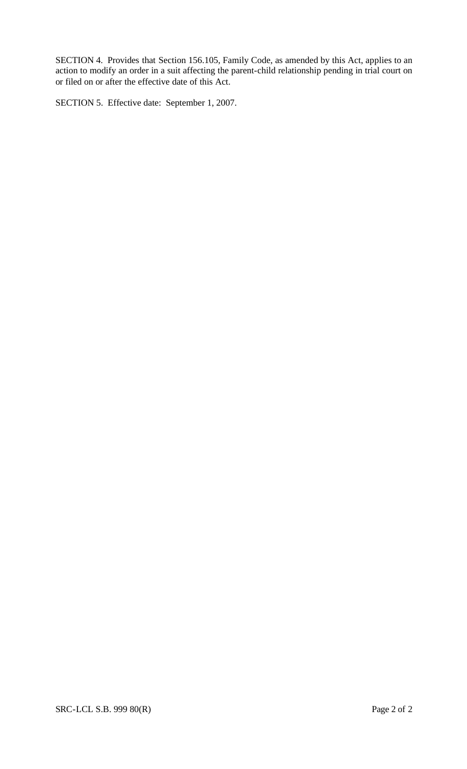SECTION 4. Provides that Section 156.105, Family Code, as amended by this Act, applies to an action to modify an order in a suit affecting the parent-child relationship pending in trial court on or filed on or after the effective date of this Act.

SECTION 5. Effective date: September 1, 2007.